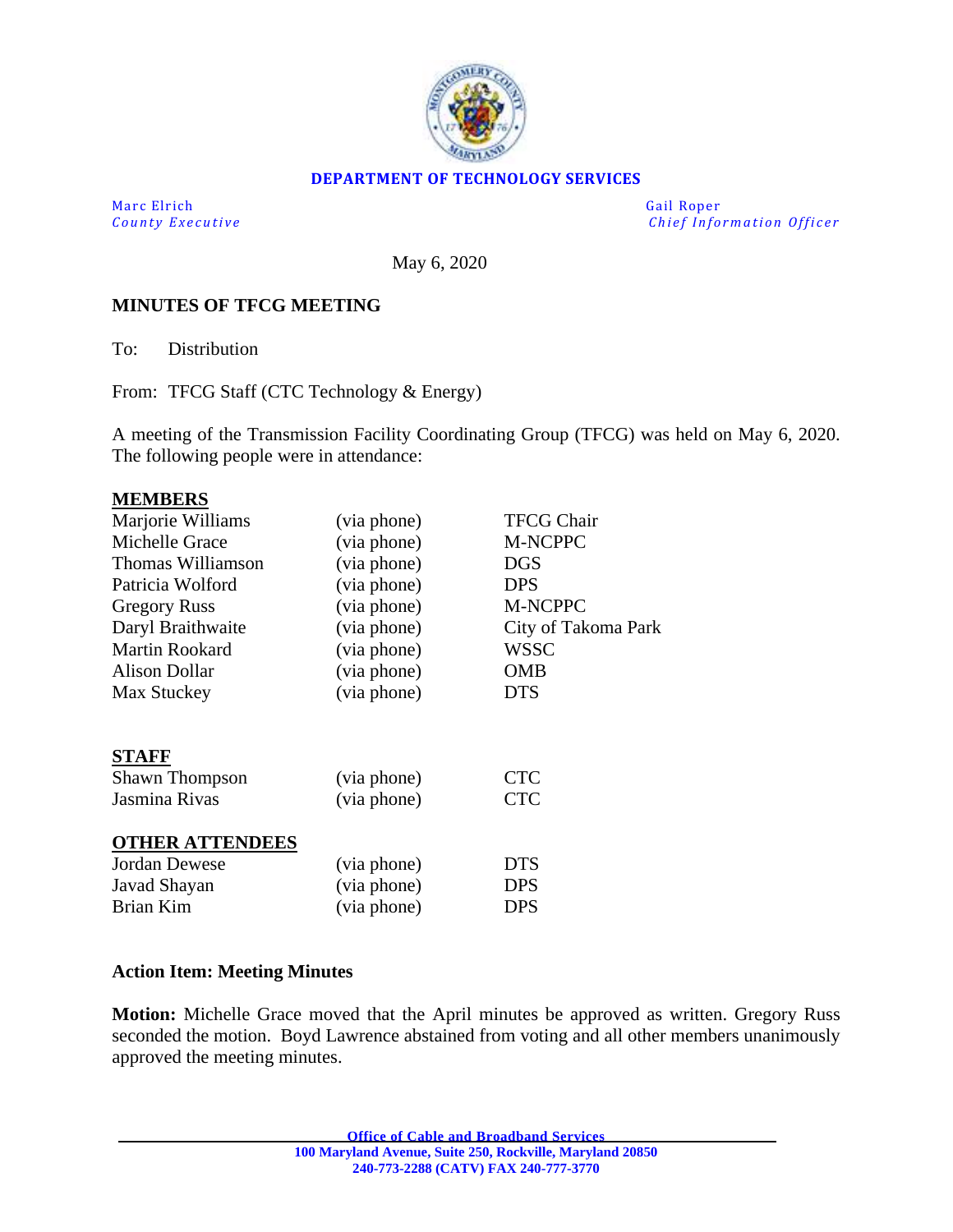**DEPARTMENT OF TECHNOLOGY SERVICES**

| Marc Elrich | Gail Roper |
|---|---|
| *County Executive* | *Chief Information Officer* |

May 6, 2020

**MINUTES OF TFCG MEETING**

To: Distribution

From: TFCG Staff (CTC Technology & Energy)

A meeting of the Transmission Facility Coordinating Group (TFCG) was held on May 6, 2020. The following people were in attendance:

**MEMBERS**

| | | |
|---|---|---|
| Marjorie Williams | (via phone) | TFCG Chair |
| Michelle Grace | (via phone) | M-NCPPC |
| Thomas Williamson | (via phone) | DGS |
| Patricia Wolford | (via phone) | DPS |
| Gregory Russ | (via phone) | M-NCPPC |
| Daryl Braithwaite | (via phone) | City of Takoma Park |
| Martin Rookard | (via phone) | WSSC |
| Alison Dollar | (via phone) | OMB |
| Max Stuckey | (via phone) | DTS |

**STAFF**

| | | |
|---|---|---|
| Shawn Thompson | (via phone) | CTC |
| Jasmina Rivas | (via phone) | CTC |

**OTHER ATTENDEES**

| | | |
|---|---|---|
| Jordan Dewese | (via phone) | DTS |
| Javad Shayan | (via phone) | DPS |
| Brian Kim | (via phone) | DPS |

**Action Item: Meeting Minutes**

**Motion:** Michelle Grace moved that the April minutes be approved as written. Gregory Russ seconded the motion. Boyd Lawrence abstained from voting and all other members unanimously approved the meeting minutes.

**Office of Cable and Broadband Services**
**100 Maryland Avenue, Suite 250, Rockville, Maryland 20850**
**240-773-2288 (CATV) FAX 240-777-3770**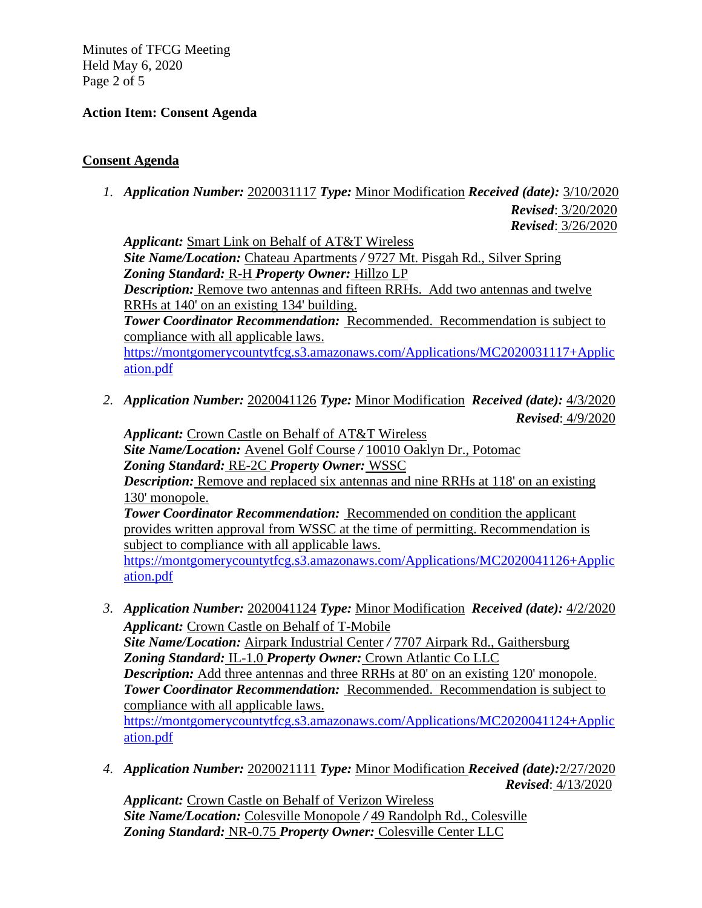**Action Item: Consent Agenda**

**Consent Agenda**

1. ***Application Number:*** 2020031117 ***Type:*** Minor Modification ***Received (date):*** 3/10/2020
   ***Revised***: 3/20/2020
   ***Revised***: 3/26/2020

   ***Applicant:*** Smart Link on Behalf of AT&T Wireless
   ***Site Name/Location:*** Chateau Apartments */* 9727 Mt. Pisgah Rd., Silver Spring
   ***Zoning Standard:*** R-H ***Property Owner:*** Hillzo LP
   ***Description:*** Remove two antennas and fifteen RRHs. Add two antennas and twelve RRHs at 140' on an existing 134' building.
   ***Tower Coordinator Recommendation:*** Recommended. Recommendation is subject to compliance with all applicable laws.
   https://montgomerycountytfcg.s3.amazonaws.com/Applications/MC2020031117+Application.pdf

2. ***Application Number:*** 2020041126 ***Type:*** Minor Modification ***Received (date):*** 4/3/2020
   ***Revised***: 4/9/2020

   ***Applicant:*** Crown Castle on Behalf of AT&T Wireless
   ***Site Name/Location:*** Avenel Golf Course */* 10010 Oaklyn Dr., Potomac
   ***Zoning Standard:*** RE-2C ***Property Owner:*** WSSC
   ***Description:*** Remove and replaced six antennas and nine RRHs at 118' on an existing 130' monopole.
   ***Tower Coordinator Recommendation:*** Recommended on condition the applicant provides written approval from WSSC at the time of permitting. Recommendation is subject to compliance with all applicable laws.
   https://montgomerycountytfcg.s3.amazonaws.com/Applications/MC2020041126+Application.pdf

3. ***Application Number:*** 2020041124 ***Type:*** Minor Modification ***Received (date):*** 4/2/2020

   ***Applicant:*** Crown Castle on Behalf of T-Mobile
   ***Site Name/Location:*** Airpark Industrial Center */* 7707 Airpark Rd., Gaithersburg
   ***Zoning Standard:*** IL-1.0 ***Property Owner:*** Crown Atlantic Co LLC
   ***Description:*** Add three antennas and three RRHs at 80' on an existing 120' monopole.
   ***Tower Coordinator Recommendation:*** Recommended. Recommendation is subject to compliance with all applicable laws.
   https://montgomerycountytfcg.s3.amazonaws.com/Applications/MC2020041124+Application.pdf

4. ***Application Number:*** 2020021111 ***Type:*** Minor Modification ***Received (date):*** 2/27/2020
   ***Revised***: 4/13/2020

   ***Applicant:*** Crown Castle on Behalf of Verizon Wireless
   ***Site Name/Location:*** Colesville Monopole */* 49 Randolph Rd., Colesville
   ***Zoning Standard:*** NR-0.75 ***Property Owner:*** Colesville Center LLC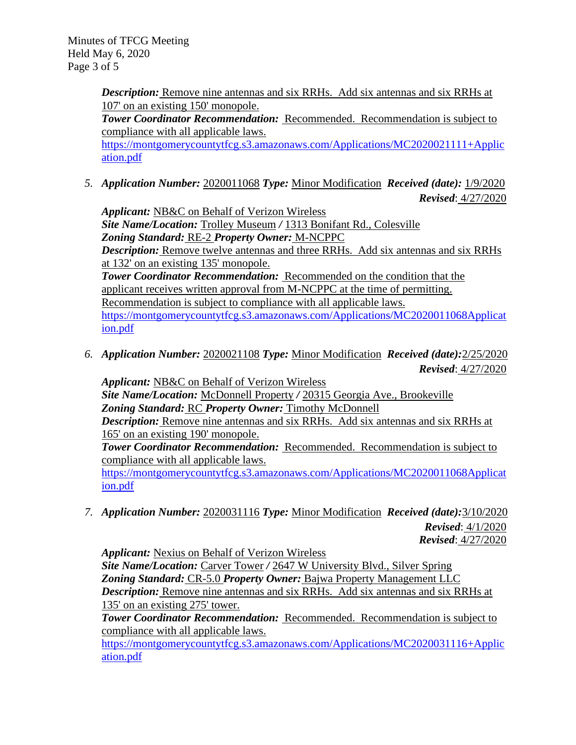***Description:*** Remove nine antennas and six RRHs. Add six antennas and six RRHs at 107' on an existing 150' monopole.
***Tower Coordinator Recommendation:*** Recommended. Recommendation is subject to compliance with all applicable laws.
https://montgomerycountytfcg.s3.amazonaws.com/Applications/MC2020021111+Application.pdf

5. ***Application Number:*** 2020011068 ***Type:*** Minor Modification ***Received (date):*** 1/9/2020
***Revised***: 4/27/2020
***Applicant:*** NB&C on Behalf of Verizon Wireless
***Site Name/Location:*** Trolley Museum / 1313 Bonifant Rd., Colesville
***Zoning Standard:*** RE-2 ***Property Owner:*** M-NCPPC
***Description:*** Remove twelve antennas and three RRHs. Add six antennas and six RRHs at 132' on an existing 135' monopole.
***Tower Coordinator Recommendation:*** Recommended on the condition that the applicant receives written approval from M-NCPPC at the time of permitting. Recommendation is subject to compliance with all applicable laws.
https://montgomerycountytfcg.s3.amazonaws.com/Applications/MC2020011068Application.pdf

6. ***Application Number:*** 2020021108 ***Type:*** Minor Modification ***Received (date):*** 2/25/2020
***Revised***: 4/27/2020
***Applicant:*** NB&C on Behalf of Verizon Wireless
***Site Name/Location:*** McDonnell Property / 20315 Georgia Ave., Brookeville
***Zoning Standard:*** RC ***Property Owner:*** Timothy McDonnell
***Description:*** Remove nine antennas and six RRHs. Add six antennas and six RRHs at 165' on an existing 190' monopole.
***Tower Coordinator Recommendation:*** Recommended. Recommendation is subject to compliance with all applicable laws.
https://montgomerycountytfcg.s3.amazonaws.com/Applications/MC2020011068Application.pdf

7. ***Application Number:*** 2020031116 ***Type:*** Minor Modification ***Received (date):*** 3/10/2020
***Revised***: 4/1/2020
***Revised***: 4/27/2020
***Applicant:*** Nexius on Behalf of Verizon Wireless
***Site Name/Location:*** Carver Tower / 2647 W University Blvd., Silver Spring
***Zoning Standard:*** CR-5.0 ***Property Owner:*** Bajwa Property Management LLC
***Description:*** Remove nine antennas and six RRHs. Add six antennas and six RRHs at 135' on an existing 275' tower.
***Tower Coordinator Recommendation:*** Recommended. Recommendation is subject to compliance with all applicable laws.
https://montgomerycountytfcg.s3.amazonaws.com/Applications/MC2020031116+Application.pdf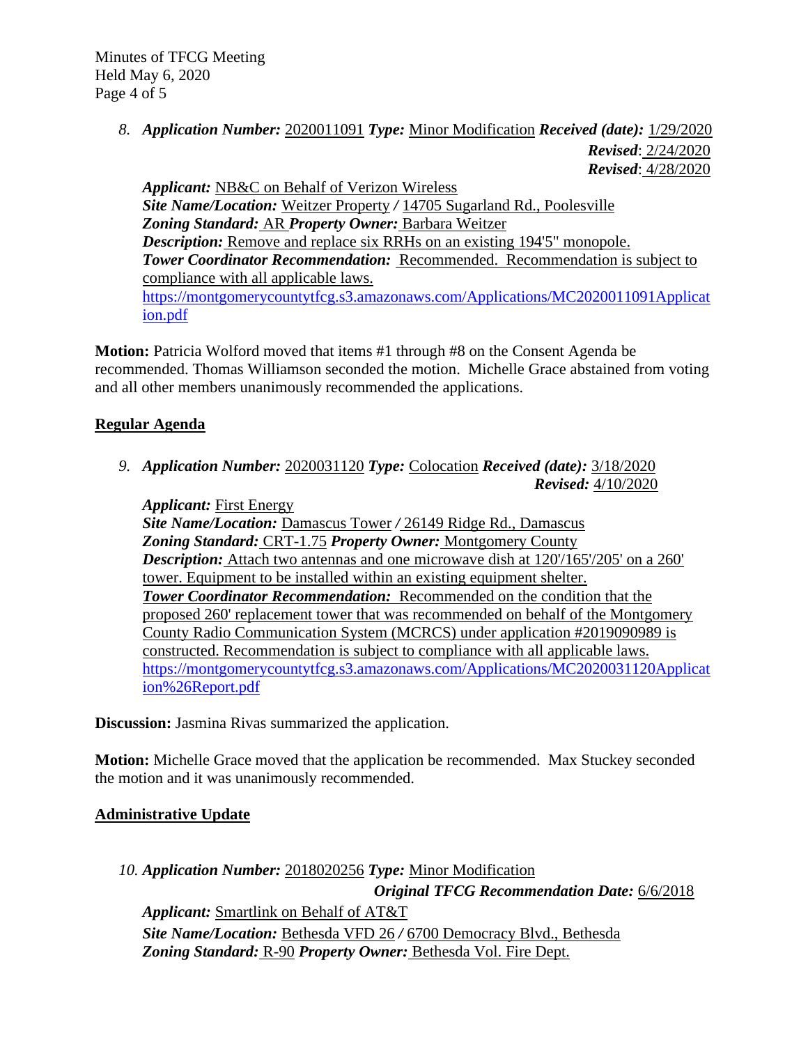8. ***Application Number:*** 2020011091 ***Type:*** Minor Modification ***Received (date):*** 1/29/2020
***Revised***: 2/24/2020
***Revised***: 4/28/2020

***Applicant:*** NB&C on Behalf of Verizon Wireless
***Site Name/Location:*** Weitzer Property / 14705 Sugarland Rd., Poolesville
***Zoning Standard:*** AR ***Property Owner:*** Barbara Weitzer
***Description:*** Remove and replace six RRHs on an existing 194'5" monopole.
***Tower Coordinator Recommendation:*** Recommended. Recommendation is subject to compliance with all applicable laws.
https://montgomerycountytfcg.s3.amazonaws.com/Applications/MC2020011091Application.pdf

**Motion:** Patricia Wolford moved that items #1 through #8 on the Consent Agenda be recommended. Thomas Williamson seconded the motion. Michelle Grace abstained from voting and all other members unanimously recommended the applications.

## Regular Agenda

9. ***Application Number:*** 2020031120 ***Type:*** Colocation ***Received (date):*** 3/18/2020
***Revised:*** 4/10/2020

***Applicant:*** First Energy
***Site Name/Location:*** Damascus Tower / 26149 Ridge Rd., Damascus
***Zoning Standard:*** CRT-1.75 ***Property Owner:*** Montgomery County
***Description:*** Attach two antennas and one microwave dish at 120'/165'/205' on a 260' tower. Equipment to be installed within an existing equipment shelter.
***Tower Coordinator Recommendation:*** Recommended on the condition that the proposed 260' replacement tower that was recommended on behalf of the Montgomery County Radio Communication System (MCRCS) under application #2019090989 is constructed. Recommendation is subject to compliance with all applicable laws.
https://montgomerycountytfcg.s3.amazonaws.com/Applications/MC2020031120Application%26Report.pdf

**Discussion:** Jasmina Rivas summarized the application.

**Motion:** Michelle Grace moved that the application be recommended. Max Stuckey seconded the motion and it was unanimously recommended.

## Administrative Update

10. ***Application Number:*** 2018020256 ***Type:*** Minor Modification
***Original TFCG Recommendation Date:*** 6/6/2018

***Applicant:*** Smartlink on Behalf of AT&T
***Site Name/Location:*** Bethesda VFD 26 / 6700 Democracy Blvd., Bethesda
***Zoning Standard:*** R-90 ***Property Owner:*** Bethesda Vol. Fire Dept.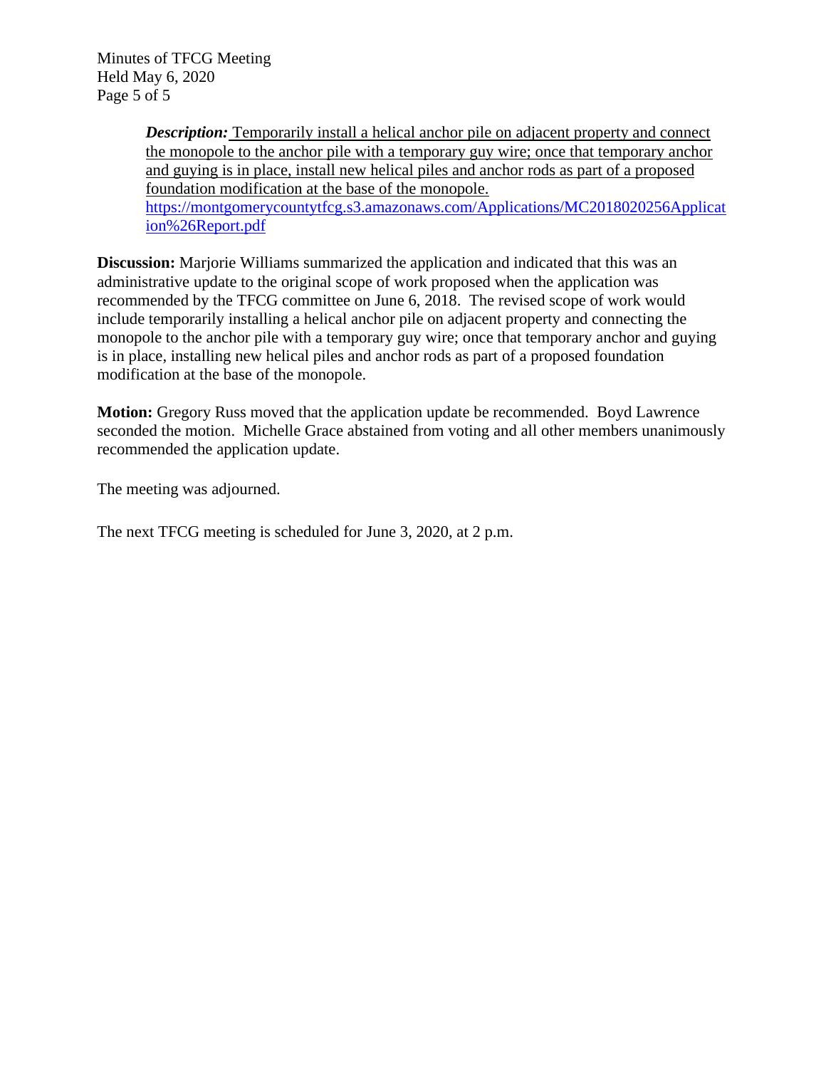***Description:*** Temporarily install a helical anchor pile on adjacent property and connect the monopole to the anchor pile with a temporary guy wire; once that temporary anchor and guying is in place, install new helical piles and anchor rods as part of a proposed foundation modification at the base of the monopole.
https://montgomerycountytfcg.s3.amazonaws.com/Applications/MC2018020256Application%26Report.pdf

**Discussion:** Marjorie Williams summarized the application and indicated that this was an administrative update to the original scope of work proposed when the application was recommended by the TFCG committee on June 6, 2018. The revised scope of work would include temporarily installing a helical anchor pile on adjacent property and connecting the monopole to the anchor pile with a temporary guy wire; once that temporary anchor and guying is in place, installing new helical piles and anchor rods as part of a proposed foundation modification at the base of the monopole.

**Motion:** Gregory Russ moved that the application update be recommended. Boyd Lawrence seconded the motion. Michelle Grace abstained from voting and all other members unanimously recommended the application update.

The meeting was adjourned.

The next TFCG meeting is scheduled for June 3, 2020, at 2 p.m.